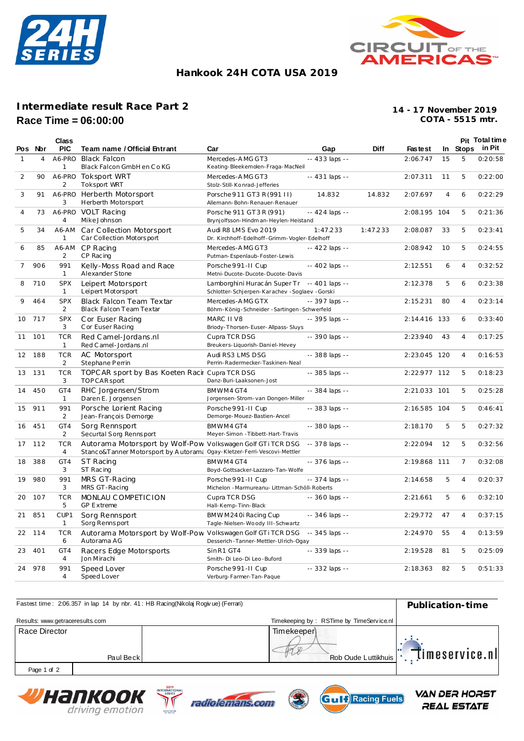## Hankook 24H COTA USA 2019

# Intermediate result Race Part 2

**Race Time = 06:00:00**

**14 - 17 November 2019**
**COTA - 5515 mtr.**

| Pos | Nbr | Class PIC | Team name / Official Entrant | Car | Gap | Diff | Fastest | In | Pit Stops | Total time in Pit |
|---|---|---|---|---|---|---|---|---|---|---|
| 1 | 4 | A6-PRO 1 | Black Falcon<br>Black Falcon GmbH en Co KG | Mercedes-AMG GT3<br>Keating-Bleekemolen-Fraga-MacNeil | -- 433 laps -- | | 2:06.747 | 15 | 5 | 0:20:58 |
| 2 | 90 | A6-PRO 2 | Toksport WRT<br>Toksport WRT | Mercedes-AMG GT3<br>Stolz-Still-Konrad-Jefferies | -- 431 laps -- | | 2:07.311 | 11 | 5 | 0:22:00 |
| 3 | 91 | A6-PRO 3 | Herberth Motorsport<br>Herberth Motorsport | Porsche 911 GT3 R (991 II)<br>Allemann-Bohn-Renauer-Renauer | 14.832 | 14.832 | 2:07.697 | 4 | 6 | 0:22:29 |
| 4 | 73 | A6-PRO 4 | VOLT Racing<br>Mike Johnson | Porsche 911 GT3 R (991)<br>Brynjolfsson-Hindman-Heylen-Heistand | -- 424 laps -- | | 2:08.195 | 104 | 5 | 0:21:36 |
| 5 | 34 | A6-AM 1 | Car Collection Motorsport<br>Car Collection Motorsport | Audi R8 LMS Evo 2019<br>Dr. Kirchhoff-Edelhoff-Grimm-Vogler-Edelhoff | 1:47.233 | 1:47.233 | 2:08.087 | 33 | 5 | 0:23:41 |
| 6 | 85 | A6-AM 2 | CP Racing<br>CP Racing | Mercedes-AMG GT3<br>Putman-Espenlaub-Foster-Lewis | -- 422 laps -- | | 2:08.942 | 10 | 5 | 0:24:55 |
| 7 | 906 | 991 1 | Kelly-Moss Road and Race<br>Alexander Stone | Porsche 991-II Cup<br>Metni-Ducote-Ducote-Ducote-Davis | -- 402 laps -- | | 2:12.551 | 6 | 4 | 0:32:52 |
| 8 | 710 | SPX 1 | Leipert Motorsport<br>Leipert Motorsport | Lamborghini Huracán Super Tr<br>Schlotter-Schjerpen-Karachev-Soglaev-Gorski | -- 401 laps -- | | 2:12.378 | 5 | 6 | 0:23:38 |
| 9 | 464 | SPX 2 | Black Falcon Team Textar<br>Black Falcon Team Textar | Mercedes-AMG GTX<br>Böhm-König-Schneider-Sartingen-Schwerfeld | -- 397 laps -- | | 2:15.231 | 80 | 4 | 0:23:14 |
| 10 | 717 | SPX 3 | Cor Euser Racing<br>Cor Euser Racing | MARC II V8<br>Briody-Thorsen-Euser-Allpass-Sluys | -- 395 laps -- | | 2:14.416 | 133 | 6 | 0:33:40 |
| 11 | 101 | TCR 1 | Red Camel-Jordans.nl<br>Red Camel-Jordans.nl | Cupra TCR DSG<br>Breukers-Liquorish-Daniel-Hevey | -- 390 laps -- | | 2:23.940 | 43 | 4 | 0:17:25 |
| 12 | 188 | TCR 2 | AC Motorsport<br>Stephane Perrin | Audi RS3 LMS DSG<br>Perrin-Radermecker-Taskinen-Neal | -- 388 laps -- | | 2:23.045 | 120 | 4 | 0:16:53 |
| 13 | 131 | TCR 3 | TOPCAR sport by Bas Koeten Raci<br>TOPCAR sport | Cupra TCR DSG<br>Danz-Buri-Laaksonen-Jost | -- 385 laps -- | | 2:22.977 | 112 | 5 | 0:18:23 |
| 14 | 450 | GT4 1 | RHC Jorgensen/Strom<br>Daren E. Jorgensen | BMW M4 GT4<br>Jorgensen-Strom-van Dongen-Miller | -- 384 laps -- | | 2:21.033 | 101 | 5 | 0:25:28 |
| 15 | 911 | 991 2 | Porsche Lorient Racing<br>Jean-François Demorge | Porsche 991-II Cup<br>Demorge-Mouez-Bastien-Ancel | -- 383 laps -- | | 2:16.585 | 104 | 5 | 0:46:41 |
| 16 | 451 | GT4 2 | Sorg Rennsport<br>Securtal Sorg Rennsport | BMW M4 GT4<br>Meyer-Simon-Tibbett-Hart-Travis | -- 380 laps -- | | 2:18.170 | 5 | 5 | 0:27:32 |
| 17 | 112 | TCR 4 | Autorama Motorsport by Wolf-Pow<br>Stanco&Tanner Motorsport by Autorama | Volkswagen Golf GTi TCR DSG<br>Ogay-Kletzer-Ferri-Vescovi-Mettler | -- 378 laps -- | | 2:22.094 | 12 | 5 | 0:32:56 |
| 18 | 388 | GT4 3 | ST Racing<br>ST Racing | BMW M4 GT4<br>Boyd-Gottsacker-Lazzaro-Tan-Wolfe | -- 376 laps -- | | 2:19.868 | 111 | 7 | 0:32:08 |
| 19 | 980 | 991 3 | MRS GT-Racing<br>MRS GT-Racing | Porsche 991-II Cup<br>Michelon-Marmureanu-Littman-Schöll-Roberts | -- 374 laps -- | | 2:14.658 | 5 | 4 | 0:20:37 |
| 20 | 107 | TCR 5 | MONLAU COMPETICION<br>GP Extreme | Cupra TCR DSG<br>Hall-Kemp-Tinn-Black | -- 360 laps -- | | 2:21.661 | 5 | 6 | 0:32:10 |
| 21 | 851 | CUP1 1 | Sorg Rennsport<br>Sorg Rennsport | BMW M240i Racing Cup<br>Tagle-Nielsen-Woody III-Schwartz | -- 346 laps -- | | 2:29.772 | 47 | 4 | 0:37:15 |
| 22 | 114 | TCR 6 | Autorama Motorsport by Wolf-Pow<br>Autorama AG | Volkswagen Golf GTi TCR DSG<br>Desserich-Tanner-Mettler-Ulrich-Ogay | -- 345 laps -- | | 2:24.970 | 55 | 4 | 0:13:59 |
| 23 | 401 | GT4 4 | Racers Edge Motorsports<br>Jon Mirachi | Sin R1 GT4<br>Smith-Di Leo-Di Leo-Buford | -- 339 laps -- | | 2:19.528 | 81 | 5 | 0:25:09 |
| 24 | 978 | 991 4 | Speed Lover<br>Speed Lover | Porsche 991-II Cup<br>Verburg-Farmer-Tan-Paque | -- 332 laps -- | | 2:18.363 | 82 | 5 | 0:51:33 |

Fastest time : 2:06.357 in lap 14 by nbr. 41 : HB Racing(Nikolaj Rogivue) (Ferrari)

**Publication-time**

Results: www.getraceresults.com

Timekeeping by : RSTime by TimeService.nl

| Race Director | Timekeeper |
|---|---|
| Paul Beck | Rob Oude Luttikhuis |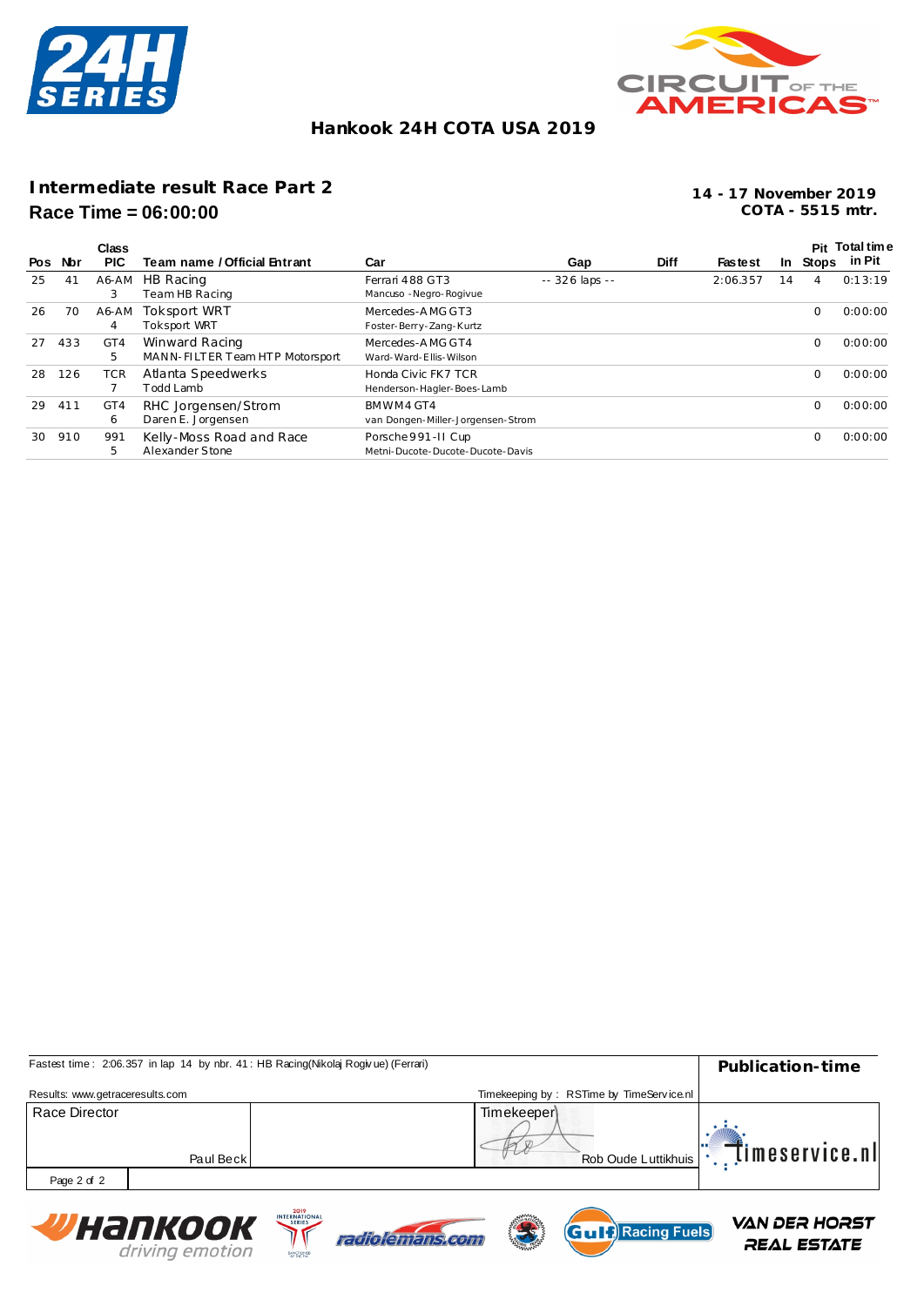# Hankook 24H COTA USA 2019

## Intermediate result Race Part 2

**Race Time = 06:00:00**

**14 - 17 November 2019**
**COTA - 5515 mtr.**

| Pos | Nbr | Class PIC | Team name / Official Entrant | Car | Gap | Diff | Fastest | In | Pit Stops | Total time in Pit |
|---|---|---|---|---|---|---|---|---|---|---|
| 25 | 41 | A6-AM 3 | HB Racing<br>Team HB Racing | Ferrari 488 GT3<br>Mancuso-Negro-Rogivue | -- 326 laps -- | | 2:06.357 | 14 | 4 | 0:13:19 |
| 26 | 70 | A6-AM 4 | Toksport WRT<br>Toksport WRT | Mercedes-AMG GT3<br>Foster-Berry-Zang-Kurtz | | | | | 0 | 0:00:00 |
| 27 | 433 | GT4 5 | Winward Racing<br>MANN-FILTER Team HTP Motorsport | Mercedes-AMG GT4<br>Ward-Ward-Ellis-Wilson | | | | | 0 | 0:00:00 |
| 28 | 126 | TCR 7 | Atlanta Speedwerks<br>Todd Lamb | Honda Civic FK7 TCR<br>Henderson-Hagler-Boes-Lamb | | | | | 0 | 0:00:00 |
| 29 | 411 | GT4 6 | RHC Jorgensen/Strom<br>Daren E. Jorgensen | BMW M4 GT4<br>van Dongen-Miller-Jorgensen-Strom | | | | | 0 | 0:00:00 |
| 30 | 910 | 991 5 | Kelly-Moss Road and Race<br>Alexander Stone | Porsche 991-II Cup<br>Metni-Ducote-Ducote-Ducote-Davis | | | | | 0 | 0:00:00 |

Fastest time : 2:06.357 in lap 14 by nbr. 41 : HB Racing(Nikolaj Rogivue) (Ferrari)

Results: www.getraceresults.com

Timekeeping by : RSTime by TimeService.nl

**Publication-time**

| Race Director | | Timekeeper | |
|---|---|---|---|
| Paul Beck | | Rob Oude Luttikhuis | timeservice.nl |